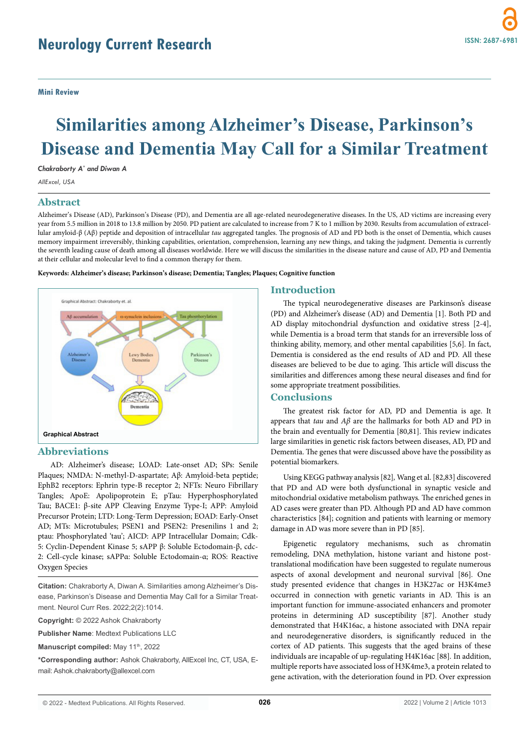Mini Review

# Similarities among Alzheimer's Disease, Parkinson's Disease and Dementia May Call for a Similar Treatment

*Chakraborty A\* and Diwan A*

*AllExcel, USA*

## Abstract

Alzheimer's Disease (AD), Parkinson's Disease (PD), and Dementia are all age-related neurodegenerative diseases. In the US, AD victims are increasing every year from 5.5 million in 2018 to 13.8 million by 2050. PD patient are calculated to increase from 7 K to 1 million by 2030. Results from accumulation of extracellular amyloid-β (Aβ) peptide and deposition of intracellular *tau* aggregated tangles. The prognosis of AD and PD both is the onset of Dementia, which causes memory impairment irreversibly, thinking capabilities, orientation, comprehension, learning any new things, and taking the judgment. Dementia is currently the seventh leading cause of death among all diseases worldwide. Here we will discuss the similarities in the disease nature and cause of AD, PD and Dementia at their cellular and molecular level to find a common therapy for them.

**Keywords: Alzheimer's disease; Parkinson's disease; Dementia; Tangles; Plaques; Cognitive function**

Graphical Abstract: Chakraborty et. al.

Aβ accumulation | α-synuclein inclusions | Tau phosphorylation

Alzheimer's Disease | Lewy Bodies Dementia | Parkinson's Disease

Dementia

**Graphical Abstract**

## Abbreviations

AD: Alzheimer's disease; LOAD: Late-onset AD; SPs: Senile Plaques; NMDA: N-methyl-D-aspartate; Aβ: Amyloid-beta peptide; EphB2 receptors: Ephrin type-B receptor 2; NFTs: Neuro Fibrillary Tangles; ApoE: Apolipoprotein E; pTau: Hyperphosphorylated Tau; BACE1: β-site APP Cleaving Enzyme Type-I; APP: Amyloid Precursor Protein; LTD: Long-Term Depression; EOAD: Early-Onset AD; MTs: Microtubules; PSEN1 and PSEN2: Presenilins 1 and 2; ptau: Phosphorylated 'tau'; AICD: APP Intracellular Domain; Cdk-5: Cyclin-Dependent Kinase 5; sAPP β: Soluble Ectodomain-β, cdc-2: Cell-cycle kinase; sAPPα: Soluble Ectodomain-α; ROS: Reactive Oxygen Species

**Citation:** Chakraborty A, Diwan A. Similarities among Alzheimer's Disease, Parkinson's Disease and Dementia May Call for a Similar Treatment. Neurol Curr Res. 2022;2(2):1014.

**Copyright:** © 2022 Ashok Chakraborty

**Publisher Name**: Medtext Publications LLC

**Manuscript compiled:** May 11th, 2022

**\*Corresponding author:** Ashok Chakraborty, AllExcel Inc, CT, USA, E-mail: Ashok.chakraborty@allexcel.com

## Introduction

The typical neurodegenerative diseases are Parkinson's disease (PD) and Alzheimer's disease (AD) and Dementia [1]. Both PD and AD display mitochondrial dysfunction and oxidative stress [2-4], while Dementia is a broad term that stands for an irreversible loss of thinking ability, memory, and other mental capabilities [5,6]. In fact, Dementia is considered as the end results of AD and PD. All these diseases are believed to be due to aging. This article will discuss the similarities and differences among these neural diseases and find for some appropriate treatment possibilities.

## Conclusions

The greatest risk factor for AD, PD and Dementia is age. It appears that *tau* and *Aβ* are the hallmarks for both AD and PD in the brain and eventually for Dementia [80,81]. This review indicates large similarities in genetic risk factors between diseases, AD, PD and Dementia. The genes that were discussed above have the possibility as potential biomarkers.

Using KEGG pathway analysis [82], Wang et al. [82,83] discovered that PD and AD were both dysfunctional in synaptic vesicle and mitochondrial oxidative metabolism pathways. The enriched genes in AD cases were greater than PD. Although PD and AD have common characteristics [84]; cognition and patients with learning or memory damage in AD was more severe than in PD [85].

Epigenetic regulatory mechanisms, such as chromatin remodeling, DNA methylation, histone variant and histone post-translational modification have been suggested to regulate numerous aspects of axonal development and neuronal survival [86]. One study presented evidence that changes in H3K27ac or H3K4me3 occurred in connection with genetic variants in AD. This is an important function for immune-associated enhancers and promoter proteins in determining AD susceptibility [87]. Another study demonstrated that H4K16ac, a histone associated with DNA repair and neurodegenerative disorders, is significantly reduced in the cortex of AD patients. This suggests that the aged brains of these individuals are incapable of up-regulating H4K16ac [88]. In addition, multiple reports have associated loss of H3K4me3, a protein related to gene activation, with the deterioration found in PD. Over expression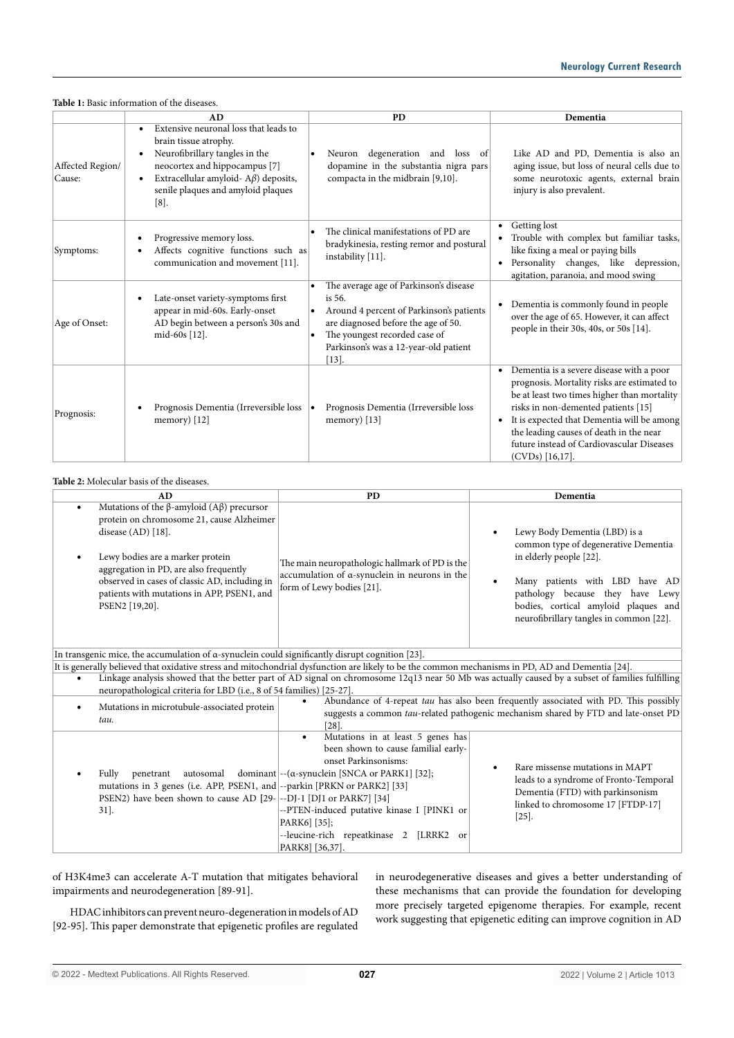**Table 1:** Basic information of the diseases.

| | AD | PD | Dementia |
|---|---|---|---|
| Affected Region/ Cause: | • Extensive neuronal loss that leads to brain tissue atrophy.<br>• Neurofibrillary tangles in the neocortex and hippocampus [7]<br>• Extracellular amyloid- Aβ) deposits, senile plaques and amyloid plaques [8]. | • Neuron degeneration and loss of dopamine in the substantia nigra pars compacta in the midbrain [9,10]. | Like AD and PD, Dementia is also an aging issue, but loss of neural cells due to some neurotoxic agents, external brain injury is also prevalent. |
| Symptoms: | • Progressive memory loss.<br>• Affects cognitive functions such as communication and movement [11]. | • The clinical manifestations of PD are bradykinesia, resting remor and postural instability [11]. | • Getting lost<br>• Trouble with complex but familiar tasks, like fixing a meal or paying bills<br>• Personality changes, like depression, agitation, paranoia, and mood swing |
| Age of Onset: | • Late-onset variety-symptoms first appear in mid-60s. Early-onset AD begin between a person's 30s and mid-60s [12]. | • The average age of Parkinson's disease is 56.<br>• Around 4 percent of Parkinson's patients are diagnosed before the age of 50.<br>• The youngest recorded case of Parkinson's was a 12-year-old patient [13]. | • Dementia is commonly found in people over the age of 65. However, it can affect people in their 30s, 40s, or 50s [14]. |
| Prognosis: | • Prognosis Dementia (Irreversible loss memory) [12] | • Prognosis Dementia (Irreversible loss memory) [13] | • Dementia is a severe disease with a poor prognosis. Mortality risks are estimated to be at least two times higher than mortality risks in non-demented patients [15]<br>• It is expected that Dementia will be among the leading causes of death in the near future instead of Cardiovascular Diseases (CVDs) [16,17]. |

**Table 2:** Molecular basis of the diseases.

| AD | PD | Dementia |
|---|---|---|
| • Mutations of the β-amyloid (Aβ) precursor protein on chromosome 21, cause Alzheimer disease (AD) [18].<br>• Lewy bodies are a marker protein aggregation in PD, are also frequently observed in cases of classic AD, including in patients with mutations in APP, PSEN1, and PSEN2 [19,20]. | The main neuropathologic hallmark of PD is the accumulation of α-synuclein in neurons in the form of Lewy bodies [21]. | • Lewy Body Dementia (LBD) is a common type of degenerative Dementia in elderly people [22].<br>• Many patients with LBD have AD pathology because they have Lewy bodies, cortical amyloid plaques and neurofibrillary tangles in common [22]. |
| In transgenic mice, the accumulation of α-synuclein could significantly disrupt cognition [23]. | | |
| It is generally believed that oxidative stress and mitochondrial dysfunction are likely to be the common mechanisms in PD, AD and Dementia [24]. | | |
| • Linkage analysis showed that the better part of AD signal on chromosome 12q13 near 50 Mb was actually caused by a subset of families fulfilling neuropathological criteria for LBD (i.e., 8 of 54 families) [25-27]. | | |
| • Mutations in microtubule-associated protein *tau.* | • Abundance of 4-repeat *tau* has also been frequently associated with PD. This possibly suggests a common *tau*-related pathogenic mechanism shared by FTD and late-onset PD [28]. | |
| • Fully penetrant autosomal dominant mutations in 3 genes (i.e. APP, PSEN1, and PSEN2) have been shown to cause AD [29-31]. | • Mutations in at least 5 genes has been shown to cause familial early-onset Parkinsonisms:<br>--(α-synuclein [SNCA or PARK1] [32];<br>--parkin [PRKN or PARK2] [33]<br>--DJ-1 [DJ1 or PARK7] [34]<br>--PTEN-induced putative kinase I [PINK1 or PARK6] [35];<br>--leucine-rich repeatkinase 2 [LRRK2 or PARK8] [36,37]. | • Rare missense mutations in MAPT leads to a syndrome of Fronto-Temporal Dementia (FTD) with parkinsonism linked to chromosome 17 [FTDP-17] [25]. |

of H3K4me3 can accelerate A-T mutation that mitigates behavioral impairments and neurodegeneration [89-91].

HDAC inhibitors can prevent neuro-degeneration in models of AD [92-95]. This paper demonstrate that epigenetic profiles are regulated in neurodegenerative diseases and gives a better understanding of these mechanisms that can provide the foundation for developing more precisely targeted epigenome therapies. For example, recent work suggesting that epigenetic editing can improve cognition in AD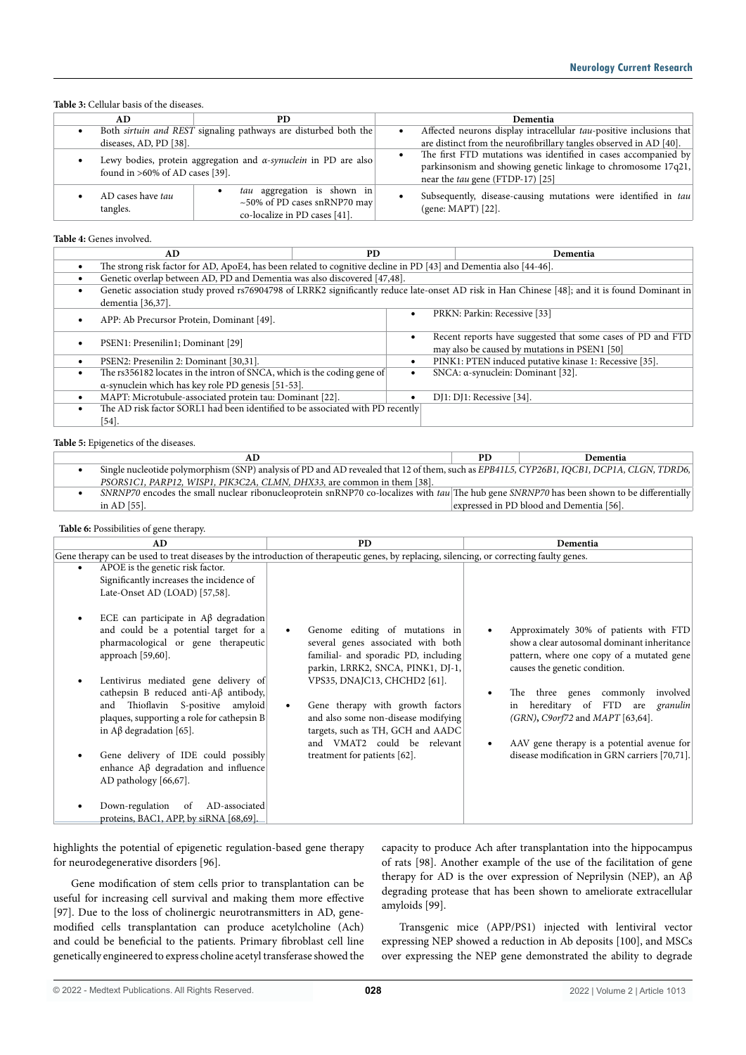**Table 3:** Cellular basis of the diseases.

| AD | PD | Dementia |
|---|---|---|
| • Both *sirtuin and REST* signaling pathways are disturbed both the diseases, AD, PD [38]. | | • Affected neurons display intracellular *tau*-positive inclusions that are distinct from the neurofibrillary tangles observed in AD [40]. |
| • Lewy bodies, protein aggregation and *α-synuclein* in PD are also found in >60% of AD cases [39]. | | • The first FTD mutations was identified in cases accompanied by parkinsonism and showing genetic linkage to chromosome 17q21, near the *tau* gene (FTDP-17) [25] |
| • AD cases have *tau* tangles. | • *tau* aggregation is shown in ~50% of PD cases snRNP70 may co-localize in PD cases [41]. | • Subsequently, disease-causing mutations were identified in *tau* (gene: MAPT) [22]. |

**Table 4:** Genes involved.

| AD | PD | Dementia |
|---|---|---|
| • The strong risk factor for AD, ApoE4, has been related to cognitive decline in PD [43] and Dementia also [44-46]. | | |
| • Genetic overlap between AD, PD and Dementia was also discovered [47,48]. | | |
| • Genetic association study proved rs76904798 of LRRK2 significantly reduce late-onset AD risk in Han Chinese [48]; and it is found Dominant in dementia [36,37]. | | |
| • APP: Ab Precursor Protein, Dominant [49]. | | • PRKN: Parkin: Recessive [33] |
| • PSEN1: Presenilin1; Dominant [29] | | • Recent reports have suggested that some cases of PD and FTD may also be caused by mutations in PSEN1 [50] |
| • PSEN2: Presenilin 2: Dominant [30,31]. | | • PINK1: PTEN induced putative kinase 1: Recessive [35]. |
| • The rs356182 locates in the intron of SNCA, which is the coding gene of α-synuclein which has key role PD genesis [51-53]. | | • SNCA: α-synuclein: Dominant [32]. |
| • MAPT: Microtubule-associated protein tau: Dominant [22]. | | • DJ1: DJ1: Recessive [34]. |
| • The AD risk factor SORL1 had been identified to be associated with PD recently [54]. | | |

**Table 5:** Epigenetics of the diseases.

| AD | PD | Dementia |
|---|---|---|
| • Single nucleotide polymorphism (SNP) analysis of PD and AD revealed that 12 of them, such as *EPB41L5, CYP26B1, IQCB1, DCP1A, CLGN, TDRD6, PSORS1C1, PARP12, WISP1, PIK3C2A, CLMN, DHX33,* are common in them [38]. | | |
| • *SNRNP70* encodes the small nuclear ribonucleoprotein snRNP70 co-localizes with *tau* in AD [55]. | The hub gene *SNRNP70* has been shown to be differentially expressed in PD blood and Dementia [56]. | |

**Table 6:** Possibilities of gene therapy.

| AD | PD | Dementia |
|---|---|---|
| Gene therapy can be used to treat diseases by the introduction of therapeutic genes, by replacing, silencing, or correcting faulty genes. | | |
| • APOE is the genetic risk factor. Significantly increases the incidence of Late-Onset AD (LOAD) [57,58].<br><br>• ECE can participate in Aβ degradation and could be a potential target for a pharmacological or gene therapeutic approach [59,60].<br><br>• Lentivirus mediated gene delivery of cathepsin B reduced anti-Aβ antibody, and Thioflavin S-positive amyloid plaques, supporting a role for cathepsin B in Aβ degradation [65].<br><br>• Gene delivery of IDE could possibly enhance Aβ degradation and influence AD pathology [66,67].<br><br>• Down-regulation of AD-associated proteins, BAC1, APP, by siRNA [68,69]. | • Genome editing of mutations in several genes associated with both familial- and sporadic PD, including parkin, LRRK2, SNCA, PINK1, DJ-1, VPS35, DNAJC13, CHCHD2 [61].<br><br>• Gene therapy with growth factors and also some non-disease modifying targets, such as TH, GCH and AADC and VMAT2 could be relevant treatment for patients [62]. | • Approximately 30% of patients with FTD show a clear autosomal dominant inheritance pattern, where one copy of a mutated gene causes the genetic condition.<br><br>• The three genes commonly involved in hereditary of FTD are *granulin (GRN)***,** *C9orf72* and *MAPT* [63,64].<br><br>• AAV gene therapy is a potential avenue for disease modification in GRN carriers [70,71]. |

highlights the potential of epigenetic regulation-based gene therapy for neurodegenerative disorders [96].

Gene modification of stem cells prior to transplantation can be useful for increasing cell survival and making them more effective [97]. Due to the loss of cholinergic neurotransmitters in AD, gene-modified cells transplantation can produce acetylcholine (Ach) and could be beneficial to the patients. Primary fibroblast cell line genetically engineered to express choline acetyl transferase showed the capacity to produce Ach after transplantation into the hippocampus of rats [98]. Another example of the use of the facilitation of gene therapy for AD is the over expression of Neprilysin (NEP), an Aβ degrading protease that has been shown to ameliorate extracellular amyloids [99].

Transgenic mice (APP/PS1) injected with lentiviral vector expressing NEP showed a reduction in Ab deposits [100], and MSCs over expressing the NEP gene demonstrated the ability to degrade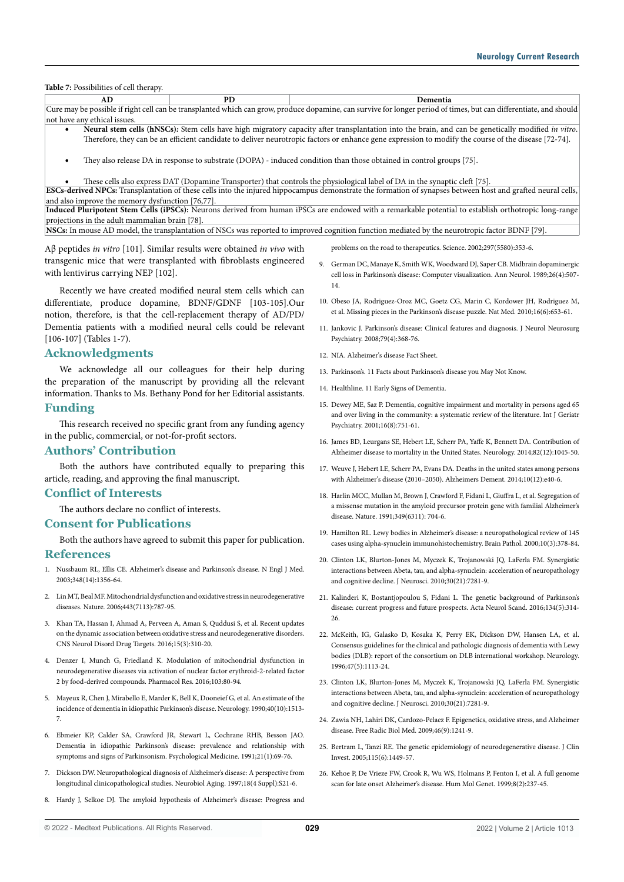**Table 7:** Possibilities of cell therapy.

| AD | PD | Dementia |
|---|---|---|
| Cure may be possible if right cell can be transplanted which can grow, produce dopamine, can survive for longer period of times, but can differentiate, and should not have any ethical issues. | | |
| • **Neural stem cells (hNSCs):** Stem cells have high migratory capacity after transplantation into the brain, and can be genetically modified *in vitro*. Therefore, they can be an efficient candidate to deliver neurotropic factors or enhance gene expression to modify the course of the disease [72-74]. • They also release DA in response to substrate (DOPA) - induced condition than those obtained in control groups [75]. • These cells also express DAT (Dopamine Transporter) that controls the physiological label of DA in the synaptic cleft [75]. | | |
| **ESCs-derived NPCs:** Transplantation of these cells into the injured hippocampus demonstrate the formation of synapses between host and grafted neural cells, and also improve the memory dysfunction [76,77]. | | |
| **Induced Pluripotent Stem Cells (iPSCs):** Neurons derived from human iPSCs are endowed with a remarkable potential to establish orthotropic long-range projections in the adult mammalian brain [78]. | | |
| **NSCs:** In mouse AD model, the transplantation of NSCs was reported to improved cognition function mediated by the neurotropic factor BDNF [79]. | | |

Aβ peptides *in vitro* [101]. Similar results were obtained *in vivo* with transgenic mice that were transplanted with fibroblasts engineered with lentivirus carrying NEP [102].

Recently we have created modified neural stem cells which can differentiate, produce dopamine, BDNF/GDNF [103-105].Our notion, therefore, is that the cell-replacement therapy of AD/PD/Dementia patients with a modified neural cells could be relevant [106-107] (Tables 1-7).

## Acknowledgments

We acknowledge all our colleagues for their help during the preparation of the manuscript by providing all the relevant information. Thanks to Ms. Bethany Pond for her Editorial assistants.

## Funding

This research received no specific grant from any funding agency in the public, commercial, or not-for-profit sectors.

## Authors' Contribution

Both the authors have contributed equally to preparing this article, reading, and approving the final manuscript.

## Conflict of Interests

The authors declare no conflict of interests.

## Consent for Publications

Both the authors have agreed to submit this paper for publication.

## References

1. Nussbaum RL, Ellis CE. Alzheimer's disease and Parkinson's disease. N Engl J Med. 2003;348(14):1356-64.
2. Lin MT, Beal MF. Mitochondrial dysfunction and oxidative stress in neurodegenerative diseases. Nature. 2006;443(7113):787-95.
3. Khan TA, Hassan I, Ahmad A, Perveen A, Aman S, Quddusi S, et al. Recent updates on the dynamic association between oxidative stress and neurodegenerative disorders. CNS Neurol Disord Drug Targets. 2016;15(3):310-20.
4. Denzer I, Munch G, Friedland K. Modulation of mitochondrial dysfunction in neurodegenerative diseases via activation of nuclear factor erythroid-2-related factor 2 by food-derived compounds. Pharmacol Res. 2016;103:80-94.
5. Mayeux R, Chen J, Mirabello E, Marder K, Bell K, Dooneief G, et al. An estimate of the incidence of dementia in idiopathic Parkinson's disease. Neurology. 1990;40(10):1513-7.
6. Ebmeier KP, Calder SA, Crawford JR, Stewart L, Cochrane RHB, Besson JAO. Dementia in idiopathic Parkinson's disease: prevalence and relationship with symptoms and signs of Parkinsonism. Psychological Medicine. 1991;21(1):69-76.
7. Dickson DW. Neuropathological diagnosis of Alzheimer's disease: A perspective from longitudinal clinicopathological studies. Neurobiol Aging. 1997;18(4 Suppl):S21-6.
8. Hardy J, Selkoe DJ. The amyloid hypothesis of Alzheimer's disease: Progress and problems on the road to therapeutics. Science. 2002;297(5580):353-6.
9. German DC, Manaye K, Smith WK, Woodward DJ, Saper CB. Midbrain dopaminergic cell loss in Parkinson's disease: Computer visualization. Ann Neurol. 1989;26(4):507-14.
10. Obeso JA, Rodriguez-Oroz MC, Goetz CG, Marin C, Kordower JH, Rodriguez M, et al. Missing pieces in the Parkinson's disease puzzle. Nat Med. 2010;16(6):653-61.
11. Jankovic J. Parkinson's disease: Clinical features and diagnosis. J Neurol Neurosurg Psychiatry. 2008;79(4):368-76.
12. NIA. Alzheimer's disease Fact Sheet.
13. Parkinson's. 11 Facts about Parkinson's disease you May Not Know.
14. Healthline. 11 Early Signs of Dementia.
15. Dewey ME, Saz P. Dementia, cognitive impairment and mortality in persons aged 65 and over living in the community: a systematic review of the literature. Int J Geriatr Psychiatry. 2001;16(8):751-61.
16. James BD, Leurgans SE, Hebert LE, Scherr PA, Yaffe K, Bennett DA. Contribution of Alzheimer disease to mortality in the United States. Neurology. 2014;82(12):1045-50.
17. Weuve J, Hebert LE, Scherr PA, Evans DA. Deaths in the united states among persons with Alzheimer's disease (2010–2050). Alzheimers Dement. 2014;10(12):e40-6.
18. Harlin MCC, Mullan M, Brown J, Crawford F, Fidani L, Giuffra L, et al. Segregation of a missense mutation in the amyloid precursor protein gene with familial Alzheimer's disease. Nature. 1991;349(6311): 704-6.
19. Hamilton RL. Lewy bodies in Alzheimer's disease: a neuropathological review of 145 cases using alpha-synuclein immunohistochemistry. Brain Pathol. 2000;10(3):378-84.
20. Clinton LK, Blurton-Jones M, Myczek K, Trojanowski JQ, LaFerla FM. Synergistic interactions between Abeta, tau, and alpha-synuclein: acceleration of neuropathology and cognitive decline. J Neurosci. 2010;30(21):7281-9.
21. Kalinderi K, Bostantjopoulou S, Fidani L. The genetic background of Parkinson's disease: current progress and future prospects. Acta Neurol Scand. 2016;134(5):314-26.
22. McKeith, IG, Galasko D, Kosaka K, Perry EK, Dickson DW, Hansen LA, et al. Consensus guidelines for the clinical and pathologic diagnosis of dementia with Lewy bodies (DLB): report of the consortium on DLB international workshop. Neurology. 1996;47(5):1113-24.
23. Clinton LK, Blurton-Jones M, Myczek K, Trojanowski JQ, LaFerla FM. Synergistic interactions between Abeta, tau, and alpha-synuclein: acceleration of neuropathology and cognitive decline. J Neurosci. 2010;30(21):7281-9.
24. Zawia NH, Lahiri DK, Cardozo-Pelaez F. Epigenetics, oxidative stress, and Alzheimer disease. Free Radic Biol Med. 2009;46(9):1241-9.
25. Bertram L, Tanzi RE. The genetic epidemiology of neurodegenerative disease. J Clin Invest. 2005;115(6):1449-57.
26. Kehoe P, De Vrieze FW, Crook R, Wu WS, Holmans P, Fenton I, et al. A full genome scan for late onset Alzheimer's disease. Hum Mol Genet. 1999;8(2):237-45.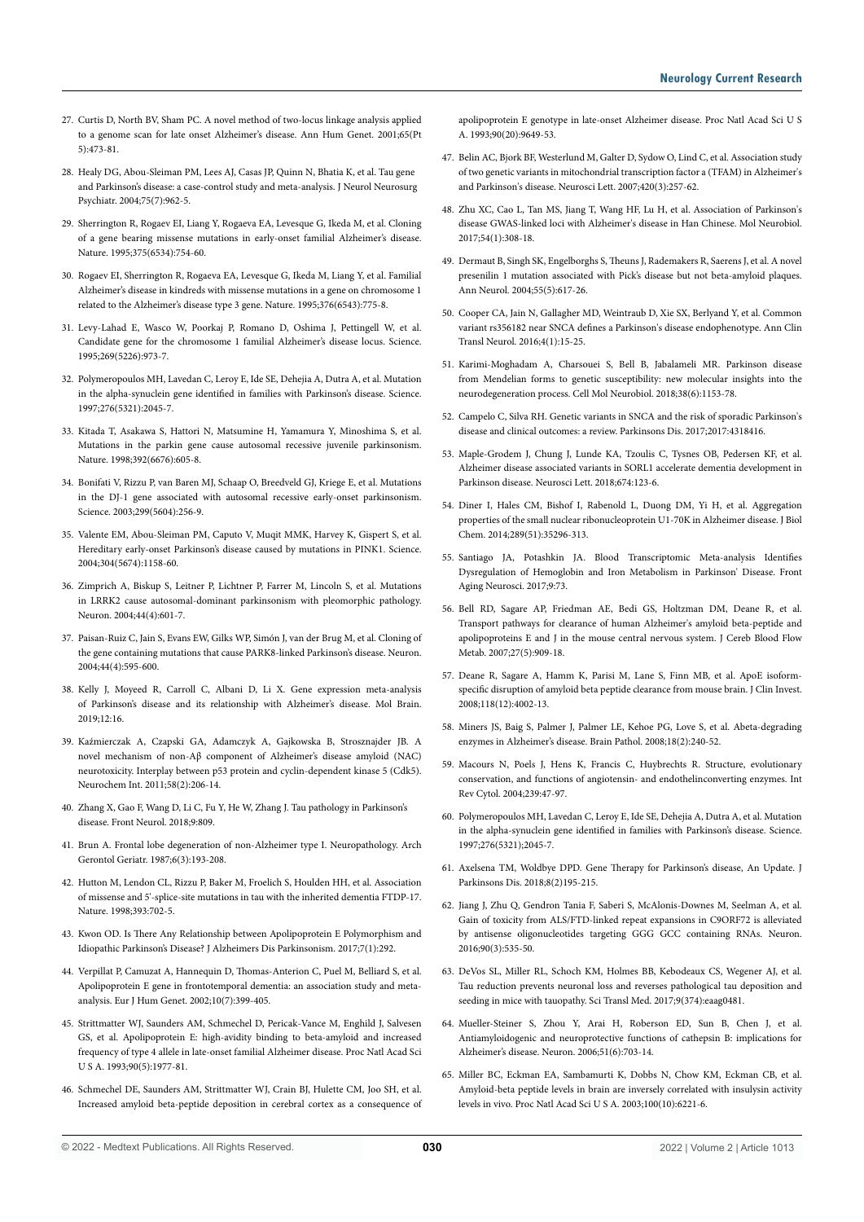27. Curtis D, North BV, Sham PC. A novel method of two-locus linkage analysis applied to a genome scan for late onset Alzheimer's disease. Ann Hum Genet. 2001;65(Pt 5):473-81.

28. Healy DG, Abou-Sleiman PM, Lees AJ, Casas JP, Quinn N, Bhatia K, et al. Tau gene and Parkinson's disease: a case-control study and meta-analysis. J Neurol Neurosurg Psychiatr. 2004;75(7):962-5.

29. Sherrington R, Rogaev EI, Liang Y, Rogaeva EA, Levesque G, Ikeda M, et al. Cloning of a gene bearing missense mutations in early-onset familial Alzheimer's disease. Nature. 1995;375(6534):754-60.

30. Rogaev EI, Sherrington R, Rogaeva EA, Levesque G, Ikeda M, Liang Y, et al. Familial Alzheimer's disease in kindreds with missense mutations in a gene on chromosome 1 related to the Alzheimer's disease type 3 gene. Nature. 1995;376(6543):775-8.

31. Levy-Lahad E, Wasco W, Poorkaj P, Romano D, Oshima J, Pettingell W, et al. Candidate gene for the chromosome 1 familial Alzheimer's disease locus. Science. 1995;269(5226):973-7.

32. Polymeropoulos MH, Lavedan C, Leroy E, Ide SE, Dehejia A, Dutra A, et al. Mutation in the alpha-synuclein gene identified in families with Parkinson's disease. Science. 1997;276(5321):2045-7.

33. Kitada T, Asakawa S, Hattori N, Matsumine H, Yamamura Y, Minoshima S, et al. Mutations in the parkin gene cause autosomal recessive juvenile parkinsonism. Nature. 1998;392(6676):605-8.

34. Bonifati V, Rizzu P, van Baren MJ, Schaap O, Breedveld GJ, Kriege E, et al. Mutations in the DJ-1 gene associated with autosomal recessive early-onset parkinsonism. Science. 2003;299(5604):256-9.

35. Valente EM, Abou-Sleiman PM, Caputo V, Muqit MMK, Harvey K, Gispert S, et al. Hereditary early-onset Parkinson's disease caused by mutations in PINK1. Science. 2004;304(5674):1158-60.

36. Zimprich A, Biskup S, Leitner P, Lichtner P, Farrer M, Lincoln S, et al. Mutations in LRRK2 cause autosomal-dominant parkinsonism with pleomorphic pathology. Neuron. 2004;44(4):601-7.

37. Paisan-Ruiz C, Jain S, Evans EW, Gilks WP, Simón J, van der Brug M, et al. Cloning of the gene containing mutations that cause PARK8-linked Parkinson's disease. Neuron. 2004;44(4):595-600.

38. Kelly J, Moyeed R, Carroll C, Albani D, Li X. Gene expression meta-analysis of Parkinson's disease and its relationship with Alzheimer's disease. Mol Brain. 2019;12:16.

39. Kaźmierczak A, Czapski GA, Adamczyk A, Gajkowska B, Strosznajder JB. A novel mechanism of non-Aβ component of Alzheimer's disease amyloid (NAC) neurotoxicity. Interplay between p53 protein and cyclin-dependent kinase 5 (Cdk5). Neurochem Int. 2011;58(2):206-14.

40. Zhang X, Gao F, Wang D, Li C, Fu Y, He W, Zhang J. Tau pathology in Parkinson's disease. Front Neurol. 2018;9:809.

41. Brun A. Frontal lobe degeneration of non-Alzheimer type I. Neuropathology. Arch Gerontol Geriatr. 1987;6(3):193-208.

42. Hutton M, Lendon CL, Rizzu P, Baker M, Froelich S, Houlden HH, et al. Association of missense and 5'-splice-site mutations in tau with the inherited dementia FTDP-17. Nature. 1998;393:702-5.

43. Kwon OD. Is There Any Relationship between Apolipoprotein E Polymorphism and Idiopathic Parkinson's Disease? J Alzheimers Dis Parkinsonism. 2017;7(1):292.

44. Verpillat P, Camuzat A, Hannequin D, Thomas-Anterion C, Puel M, Belliard S, et al. Apolipoprotein E gene in frontotemporal dementia: an association study and meta-analysis. Eur J Hum Genet. 2002;10(7):399-405.

45. Strittmatter WJ, Saunders AM, Schmechel D, Pericak-Vance M, Enghild J, Salvesen GS, et al. Apolipoprotein E: high-avidity binding to beta-amyloid and increased frequency of type 4 allele in late-onset familial Alzheimer disease. Proc Natl Acad Sci U S A. 1993;90(5):1977-81.

46. Schmechel DE, Saunders AM, Strittmatter WJ, Crain BJ, Hulette CM, Joo SH, et al. Increased amyloid beta-peptide deposition in cerebral cortex as a consequence of apolipoprotein E genotype in late-onset Alzheimer disease. Proc Natl Acad Sci U S A. 1993;90(20):9649-53.

47. Belin AC, Bjork BF, Westerlund M, Galter D, Sydow O, Lind C, et al. Association study of two genetic variants in mitochondrial transcription factor a (TFAM) in Alzheimer's and Parkinson's disease. Neurosci Lett. 2007;420(3):257-62.

48. Zhu XC, Cao L, Tan MS, Jiang T, Wang HF, Lu H, et al. Association of Parkinson's disease GWAS-linked loci with Alzheimer's disease in Han Chinese. Mol Neurobiol. 2017;54(1):308-18.

49. Dermaut B, Singh SK, Engelborghs S, Theuns J, Rademakers R, Saerens J, et al. A novel presenilin 1 mutation associated with Pick's disease but not beta-amyloid plaques. Ann Neurol. 2004;55(5):617-26.

50. Cooper CA, Jain N, Gallagher MD, Weintraub D, Xie SX, Berlyand Y, et al. Common variant rs356182 near SNCA defines a Parkinson's disease endophenotype. Ann Clin Transl Neurol. 2016;4(1):15-25.

51. Karimi-Moghadam A, Charsouei S, Bell B, Jabalameli MR. Parkinson disease from Mendelian forms to genetic susceptibility: new molecular insights into the neurodegeneration process. Cell Mol Neurobiol. 2018;38(6):1153-78.

52. Campelo C, Silva RH. Genetic variants in SNCA and the risk of sporadic Parkinson's disease and clinical outcomes: a review. Parkinsons Dis. 2017;2017:4318416.

53. Maple-Grodem J, Chung J, Lunde KA, Tzoulis C, Tysnes OB, Pedersen KF, et al. Alzheimer disease associated variants in SORL1 accelerate dementia development in Parkinson disease. Neurosci Lett. 2018;674:123-6.

54. Diner I, Hales CM, Bishof I, Rabenold L, Duong DM, Yi H, et al. Aggregation properties of the small nuclear ribonucleoprotein U1-70K in Alzheimer disease. J Biol Chem. 2014;289(51):35296-313.

55. Santiago JA, Potashkin JA. Blood Transcriptomic Meta-analysis Identifies Dysregulation of Hemoglobin and Iron Metabolism in Parkinson' Disease. Front Aging Neurosci. 2017;9:73.

56. Bell RD, Sagare AP, Friedman AE, Bedi GS, Holtzman DM, Deane R, et al. Transport pathways for clearance of human Alzheimer's amyloid beta-peptide and apolipoproteins E and J in the mouse central nervous system. J Cereb Blood Flow Metab. 2007;27(5):909-18.

57. Deane R, Sagare A, Hamm K, Parisi M, Lane S, Finn MB, et al. ApoE isoform-specific disruption of amyloid beta peptide clearance from mouse brain. J Clin Invest. 2008;118(12):4002-13.

58. Miners JS, Baig S, Palmer J, Palmer LE, Kehoe PG, Love S, et al. Abeta-degrading enzymes in Alzheimer's disease. Brain Pathol. 2008;18(2):240-52.

59. Macours N, Poels J, Hens K, Francis C, Huybrechts R. Structure, evolutionary conservation, and functions of angiotensin- and endothelinconverting enzymes. Int Rev Cytol. 2004;239:47-97.

60. Polymeropoulos MH, Lavedan C, Leroy E, Ide SE, Dehejia A, Dutra A, et al. Mutation in the alpha-synuclein gene identified in families with Parkinson's disease. Science. 1997;276(5321):2045-7.

61. Axelsena TM, Woldbye DPD. Gene Therapy for Parkinson's disease, An Update. J Parkinsons Dis. 2018;8(2)195-215.

62. Jiang J, Zhu Q, Gendron Tania F, Saberi S, McAlonis-Downes M, Seelman A, et al. Gain of toxicity from ALS/FTD-linked repeat expansions in C9ORF72 is alleviated by antisense oligonucleotides targeting GGG GCC containing RNAs. Neuron. 2016;90(3):535-50.

63. DeVos SL, Miller RL, Schoch KM, Holmes BB, Kebodeaux CS, Wegener AJ, et al. Tau reduction prevents neuronal loss and reverses pathological tau deposition and seeding in mice with tauopathy. Sci Transl Med. 2017;9(374):eaag0481.

64. Mueller-Steiner S, Zhou Y, Arai H, Roberson ED, Sun B, Chen J, et al. Antiamyloidogenic and neuroprotective functions of cathepsin B: implications for Alzheimer's disease. Neuron. 2006;51(6):703-14.

65. Miller BC, Eckman EA, Sambamurti K, Dobbs N, Chow KM, Eckman CB, et al. Amyloid-beta peptide levels in brain are inversely correlated with insulysin activity levels in vivo. Proc Natl Acad Sci U S A. 2003;100(10):6221-6.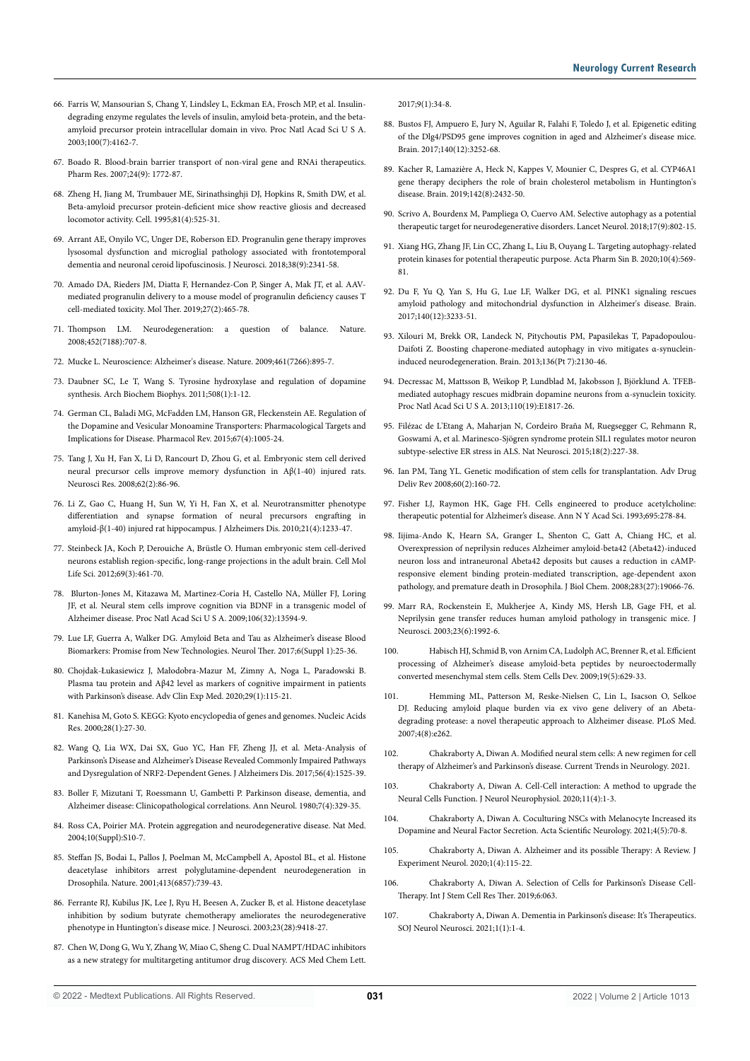66. Farris W, Mansourian S, Chang Y, Lindsley L, Eckman EA, Frosch MP, et al. Insulin-degrading enzyme regulates the levels of insulin, amyloid beta-protein, and the beta-amyloid precursor protein intracellular domain in vivo. Proc Natl Acad Sci U S A. 2003;100(7):4162-7.

67. Boado R. Blood-brain barrier transport of non-viral gene and RNAi therapeutics. Pharm Res. 2007;24(9): 1772-87.

68. Zheng H, Jiang M, Trumbauer ME, Sirinathsinghji DJ, Hopkins R, Smith DW, et al. Beta-amyloid precursor protein-deficient mice show reactive gliosis and decreased locomotor activity. Cell. 1995;81(4):525-31.

69. Arrant AE, Onyilo VC, Unger DE, Roberson ED. Progranulin gene therapy improves lysosomal dysfunction and microglial pathology associated with frontotemporal dementia and neuronal ceroid lipofuscinosis. J Neurosci. 2018;38(9):2341-58.

70. Amado DA, Rieders JM, Diatta F, Hernandez-Con P, Singer A, Mak JT, et al. AAV-mediated progranulin delivery to a mouse model of progranulin deficiency causes T cell-mediated toxicity. Mol Ther. 2019;27(2):465-78.

71. Thompson LM. Neurodegeneration: a question of balance. Nature. 2008;452(7188):707-8.

72. Mucke L. Neuroscience: Alzheimer's disease. Nature. 2009;461(7266):895-7.

73. Daubner SC, Le T, Wang S. Tyrosine hydroxylase and regulation of dopamine synthesis. Arch Biochem Biophys. 2011;508(1):1-12.

74. German CL, Baladi MG, McFadden LM, Hanson GR, Fleckenstein AE. Regulation of the Dopamine and Vesicular Monoamine Transporters: Pharmacological Targets and Implications for Disease. Pharmacol Rev. 2015;67(4):1005-24.

75. Tang J, Xu H, Fan X, Li D, Rancourt D, Zhou G, et al. Embryonic stem cell derived neural precursor cells improve memory dysfunction in Aβ(1-40) injured rats. Neurosci Res. 2008;62(2):86-96.

76. Li Z, Gao C, Huang H, Sun W, Yi H, Fan X, et al. Neurotransmitter phenotype differentiation and synapse formation of neural precursors engrafting in amyloid-β(1-40) injured rat hippocampus. J Alzheimers Dis. 2010;21(4):1233-47.

77. Steinbeck JA, Koch P, Derouiche A, Brüstle O. Human embryonic stem cell-derived neurons establish region-specific, long-range projections in the adult brain. Cell Mol Life Sci. 2012;69(3):461-70.

78. Blurton-Jones M, Kitazawa M, Martinez-Coria H, Castello NA, Müller FJ, Loring JF, et al. Neural stem cells improve cognition via BDNF in a transgenic model of Alzheimer disease. Proc Natl Acad Sci U S A. 2009;106(32):13594-9.

79. Lue LF, Guerra A, Walker DG. Amyloid Beta and Tau as Alzheimer's disease Blood Biomarkers: Promise from New Technologies. Neurol Ther. 2017;6(Suppl 1):25-36.

80. Chojdak-Łukasiewicz J, Małodobra-Mazur M, Zimny A, Noga L, Paradowski B. Plasma tau protein and Aβ42 level as markers of cognitive impairment in patients with Parkinson's disease. Adv Clin Exp Med. 2020;29(1):115-21.

81. Kanehisa M, Goto S. KEGG: Kyoto encyclopedia of genes and genomes. Nucleic Acids Res. 2000;28(1):27-30.

82. Wang Q, Lia WX, Dai SX, Guo YC, Han FF, Zheng JJ, et al. Meta-Analysis of Parkinson's Disease and Alzheimer's Disease Revealed Commonly Impaired Pathways and Dysregulation of NRF2-Dependent Genes. J Alzheimers Dis. 2017;56(4):1525-39.

83. Boller F, Mizutani T, Roessmann U, Gambetti P. Parkinson disease, dementia, and Alzheimer disease: Clinicopathological correlations. Ann Neurol. 1980;7(4):329-35.

84. Ross CA, Poirier MA. Protein aggregation and neurodegenerative disease. Nat Med. 2004;10(Suppl):S10-7.

85. Steffan JS, Bodai L, Pallos J, Poelman M, McCampbell A, Apostol BL, et al. Histone deacetylase inhibitors arrest polyglutamine-dependent neurodegeneration in Drosophila. Nature. 2001;413(6857):739-43.

86. Ferrante RJ, Kubilus JK, Lee J, Ryu H, Beesen A, Zucker B, et al. Histone deacetylase inhibition by sodium butyrate chemotherapy ameliorates the neurodegenerative phenotype in Huntington's disease mice. J Neurosci. 2003;23(28):9418-27.

87. Chen W, Dong G, Wu Y, Zhang W, Miao C, Sheng C. Dual NAMPT/HDAC inhibitors as a new strategy for multitargeting antitumor drug discovery. ACS Med Chem Lett. 2017;9(1):34-8.

88. Bustos FJ, Ampuero E, Jury N, Aguilar R, Falahi F, Toledo J, et al. Epigenetic editing of the Dlg4/PSD95 gene improves cognition in aged and Alzheimer's disease mice. Brain. 2017;140(12):3252-68.

89. Kacher R, Lamazière A, Heck N, Kappes V, Mounier C, Despres G, et al. CYP46A1 gene therapy deciphers the role of brain cholesterol metabolism in Huntington's disease. Brain. 2019;142(8):2432-50.

90. Scrivo A, Bourdenx M, Pampliega O, Cuervo AM. Selective autophagy as a potential therapeutic target for neurodegenerative disorders. Lancet Neurol. 2018;17(9):802-15.

91. Xiang HG, Zhang JF, Lin CC, Zhang L, Liu B, Ouyang L. Targeting autophagy-related protein kinases for potential therapeutic purpose. Acta Pharm Sin B. 2020;10(4):569-81.

92. Du F, Yu Q, Yan S, Hu G, Lue LF, Walker DG, et al. PINK1 signaling rescues amyloid pathology and mitochondrial dysfunction in Alzheimer's disease. Brain. 2017;140(12):3233-51.

93. Xilouri M, Brekk OR, Landeck N, Pitychoutis PM, Papasilekas T, Papadopoulou-Daifoti Z. Boosting chaperone-mediated autophagy in vivo mitigates α-synuclein-induced neurodegeneration. Brain. 2013;136(Pt 7):2130-46.

94. Decressac M, Mattsson B, Weikop P, Lundblad M, Jakobsson J, Björklund A. TFEB-mediated autophagy rescues midbrain dopamine neurons from α-synuclein toxicity. Proc Natl Acad Sci U S A. 2013;110(19):E1817-26.

95. Filézac de L'Etang A, Maharjan N, Cordeiro Braña M, Ruegsegger C, Rehmann R, Goswami A, et al. Marinesco-Sjögren syndrome protein SIL1 regulates motor neuron subtype-selective ER stress in ALS. Nat Neurosci. 2015;18(2):227-38.

96. Ian PM, Tang YL. Genetic modification of stem cells for transplantation. Adv Drug Deliv Rev 2008;60(2):160-72.

97. Fisher LJ, Raymon HK, Gage FH. Cells engineered to produce acetylcholine: therapeutic potential for Alzheimer's disease. Ann N Y Acad Sci. 1993;695:278-84.

98. Iijima-Ando K, Hearn SA, Granger L, Shenton C, Gatt A, Chiang HC, et al. Overexpression of neprilysin reduces Alzheimer amyloid-beta42 (Abeta42)-induced neuron loss and intraneuronal Abeta42 deposits but causes a reduction in cAMP-responsive element binding protein-mediated transcription, age-dependent axon pathology, and premature death in Drosophila. J Biol Chem. 2008;283(27):19066-76.

99. Marr RA, Rockenstein E, Mukherjee A, Kindy MS, Hersh LB, Gage FH, et al. Neprilysin gene transfer reduces human amyloid pathology in transgenic mice. J Neurosci. 2003;23(6):1992-6.

100. Habisch HJ, Schmid B, von Arnim CA, Ludolph AC, Brenner R, et al. Efficient processing of Alzheimer's disease amyloid-beta peptides by neuroectodermally converted mesenchymal stem cells. Stem Cells Dev. 2009;19(5):629-33.

101. Hemming ML, Patterson M, Reske-Nielsen C, Lin L, Isacson O, Selkoe DJ. Reducing amyloid plaque burden via ex vivo gene delivery of an Abeta-degrading protease: a novel therapeutic approach to Alzheimer disease. PLoS Med. 2007;4(8):e262.

102. Chakraborty A, Diwan A. Modified neural stem cells: A new regimen for cell therapy of Alzheimer's and Parkinson's disease. Current Trends in Neurology. 2021.

103. Chakraborty A, Diwan A. Cell-Cell interaction: A method to upgrade the Neural Cells Function. J Neurol Neurophysiol. 2020;11(4):1-3.

104. Chakraborty A, Diwan A. Coculturing NSCs with Melanocyte Increased its Dopamine and Neural Factor Secretion. Acta Scientific Neurology. 2021;4(5):70-8.

105. Chakraborty A, Diwan A. Alzheimer and its possible Therapy: A Review. J Experiment Neurol. 2020;1(4):115-22.

106. Chakraborty A, Diwan A. Selection of Cells for Parkinson's Disease Cell-Therapy. Int J Stem Cell Res Ther. 2019;6:063.

107. Chakraborty A, Diwan A. Dementia in Parkinson's disease: It's Therapeutics. SOJ Neurol Neurosci. 2021;1(1):1-4.